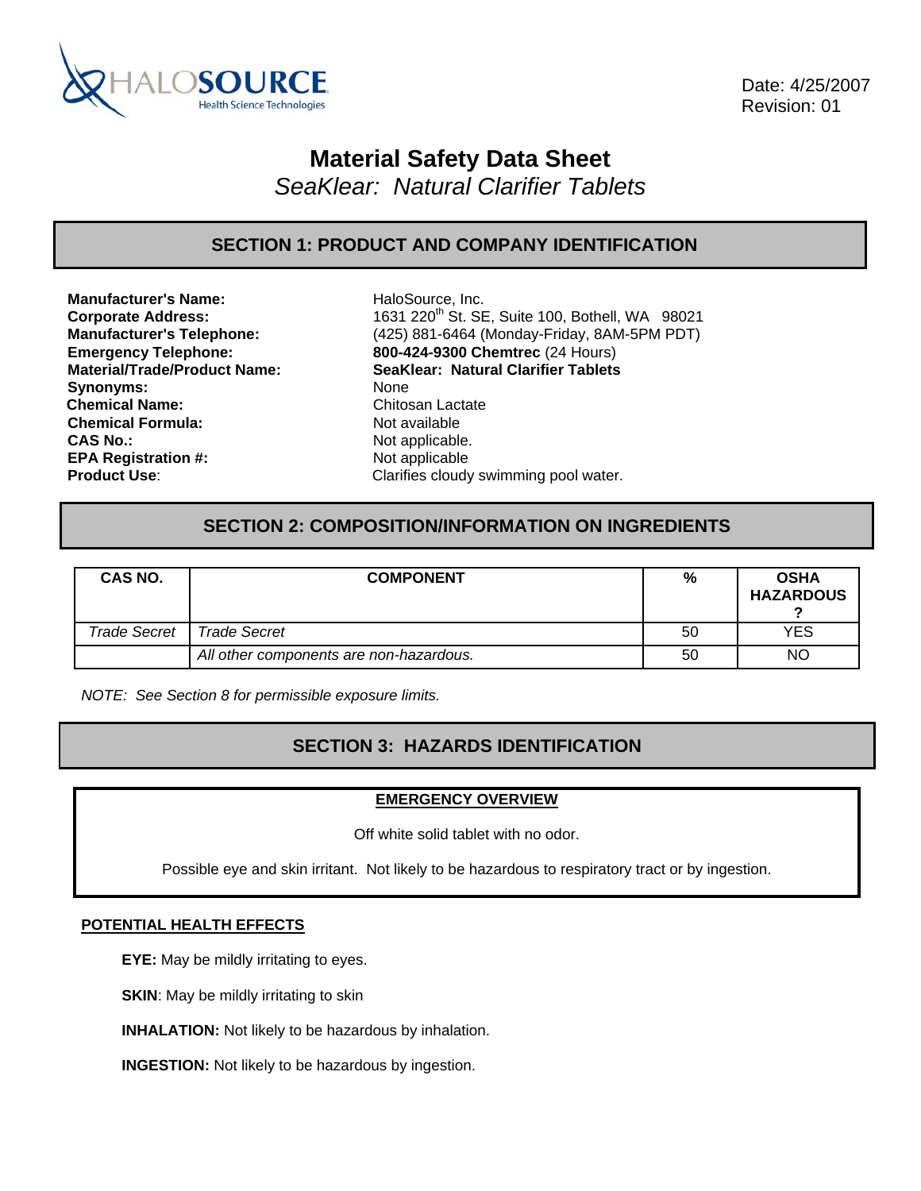HALOSOURCE Health Science Technologies

Date: 4/25/2007
Revision: 01

# Material Safety Data Sheet

*SeaKlear: Natural Clarifier Tablets*

## SECTION 1: PRODUCT AND COMPANY IDENTIFICATION

| | |
|---|---|
| **Manufacturer's Name:** | HaloSource, Inc. |
| **Corporate Address:** | 1631 220th St. SE, Suite 100, Bothell, WA 98021 |
| **Manufacturer's Telephone:** | (425) 881-6464 (Monday-Friday, 8AM-5PM PDT) |
| **Emergency Telephone:** | **800-424-9300 Chemtrec** (24 Hours) |
| **Material/Trade/Product Name:** | **SeaKlear: Natural Clarifier Tablets** |
| **Synonyms:** | None |
| **Chemical Name:** | Chitosan Lactate |
| **Chemical Formula:** | Not available |
| **CAS No.:** | Not applicable. |
| **EPA Registration #:** | Not applicable |
| **Product Use**: | Clarifies cloudy swimming pool water. |

## SECTION 2: COMPOSITION/INFORMATION ON INGREDIENTS

| CAS NO. | COMPONENT | % | OSHA HAZARDOUS ? |
|---|---|---|---|
| *Trade Secret* | *Trade Secret* | 50 | YES |
| | *All other components are non-hazardous.* | 50 | NO |

*NOTE: See Section 8 for permissible exposure limits.*

## SECTION 3: HAZARDS IDENTIFICATION

**EMERGENCY OVERVIEW**

Off white solid tablet with no odor.

Possible eye and skin irritant. Not likely to be hazardous to respiratory tract or by ingestion.

**POTENTIAL HEALTH EFFECTS**

**EYE:** May be mildly irritating to eyes.

**SKIN**: May be mildly irritating to skin

**INHALATION:** Not likely to be hazardous by inhalation.

**INGESTION:** Not likely to be hazardous by ingestion.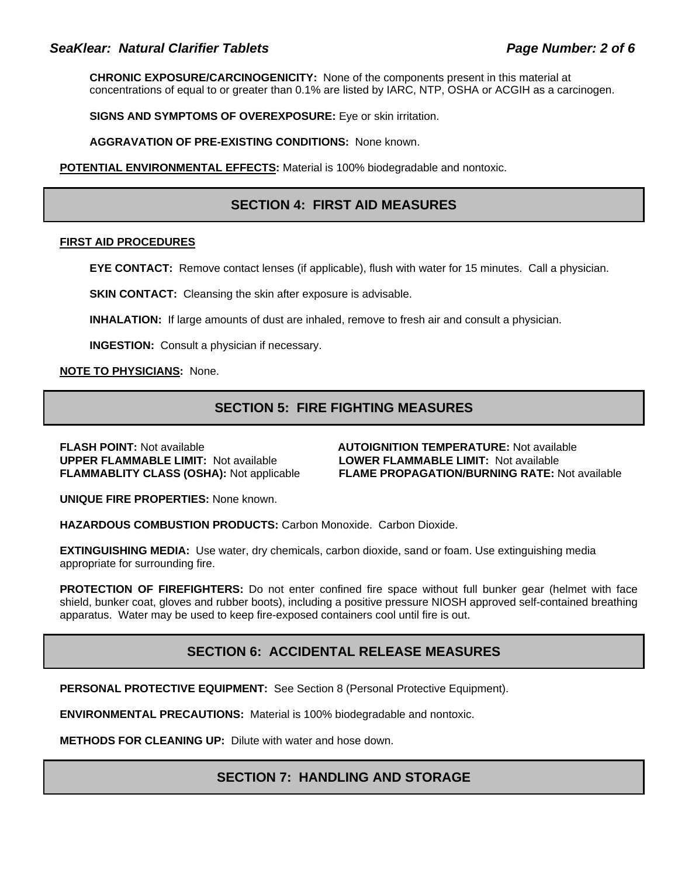**CHRONIC EXPOSURE/CARCINOGENICITY:** None of the components present in this material at concentrations of equal to or greater than 0.1% are listed by IARC, NTP, OSHA or ACGIH as a carcinogen.

**SIGNS AND SYMPTOMS OF OVEREXPOSURE:** Eye or skin irritation.

**AGGRAVATION OF PRE-EXISTING CONDITIONS:** None known.

**POTENTIAL ENVIRONMENTAL EFFECTS:** Material is 100% biodegradable and nontoxic.

## SECTION 4: FIRST AID MEASURES

**FIRST AID PROCEDURES**

**EYE CONTACT:** Remove contact lenses (if applicable), flush with water for 15 minutes. Call a physician.

**SKIN CONTACT:** Cleansing the skin after exposure is advisable.

**INHALATION:** If large amounts of dust are inhaled, remove to fresh air and consult a physician.

**INGESTION:** Consult a physician if necessary.

**NOTE TO PHYSICIANS:** None.

## SECTION 5: FIRE FIGHTING MEASURES

**FLASH POINT:** Not available
**UPPER FLAMMABLE LIMIT:** Not available
**FLAMMABLITY CLASS (OSHA):** Not applicable
**AUTOIGNITION TEMPERATURE:** Not available
**LOWER FLAMMABLE LIMIT:** Not available
**FLAME PROPAGATION/BURNING RATE:** Not available

**UNIQUE FIRE PROPERTIES:** None known.

**HAZARDOUS COMBUSTION PRODUCTS:** Carbon Monoxide. Carbon Dioxide.

**EXTINGUISHING MEDIA:** Use water, dry chemicals, carbon dioxide, sand or foam. Use extinguishing media appropriate for surrounding fire.

**PROTECTION OF FIREFIGHTERS:** Do not enter confined fire space without full bunker gear (helmet with face shield, bunker coat, gloves and rubber boots), including a positive pressure NIOSH approved self-contained breathing apparatus. Water may be used to keep fire-exposed containers cool until fire is out.

## SECTION 6: ACCIDENTAL RELEASE MEASURES

**PERSONAL PROTECTIVE EQUIPMENT:** See Section 8 (Personal Protective Equipment).

**ENVIRONMENTAL PRECAUTIONS:** Material is 100% biodegradable and nontoxic.

**METHODS FOR CLEANING UP:** Dilute with water and hose down.

## SECTION 7: HANDLING AND STORAGE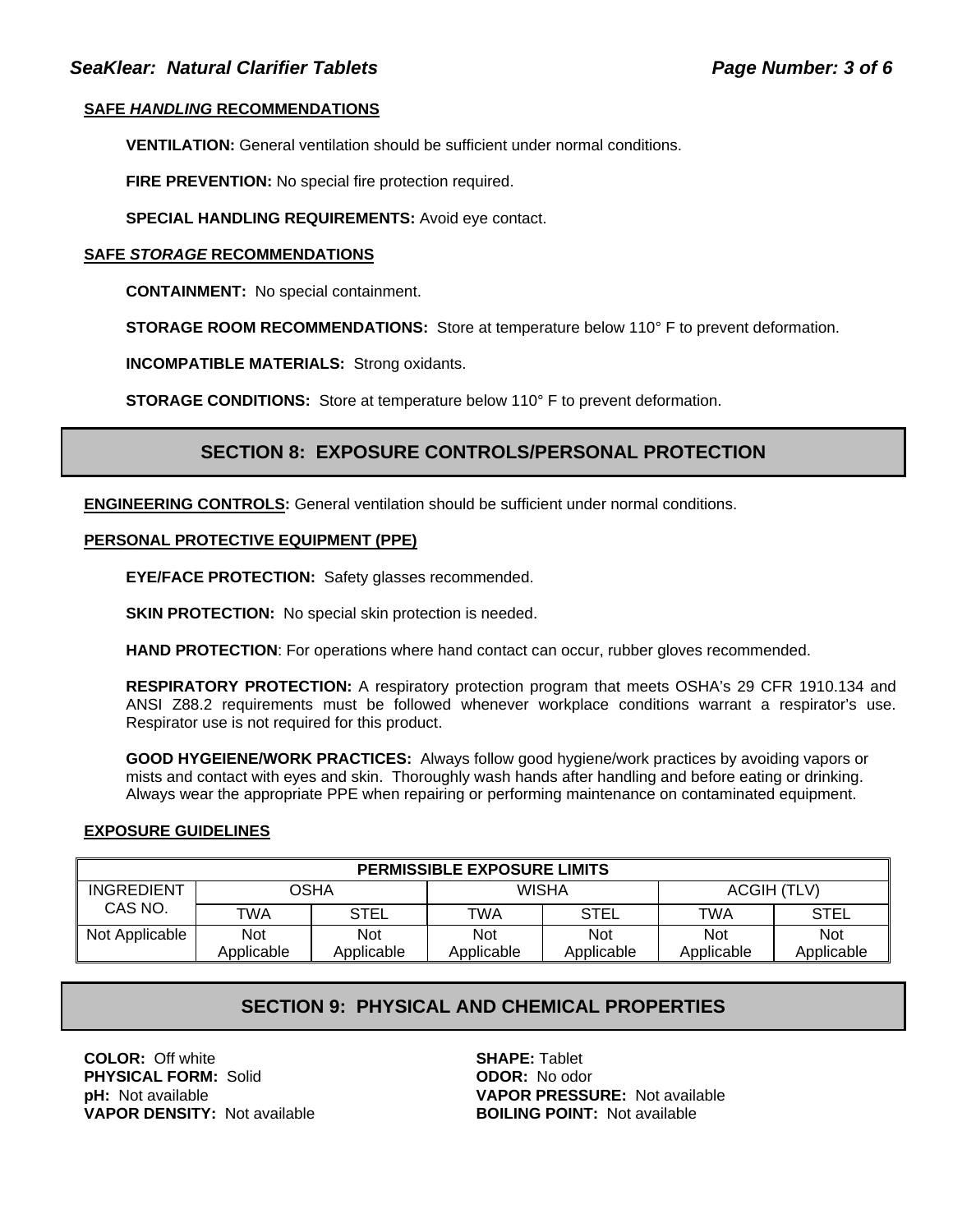**SAFE *HANDLING* RECOMMENDATIONS**

**VENTILATION:** General ventilation should be sufficient under normal conditions.

**FIRE PREVENTION:** No special fire protection required.

**SPECIAL HANDLING REQUIREMENTS:** Avoid eye contact.

**SAFE *STORAGE* RECOMMENDATIONS**

**CONTAINMENT:** No special containment.

**STORAGE ROOM RECOMMENDATIONS:** Store at temperature below 110° F to prevent deformation.

**INCOMPATIBLE MATERIALS:** Strong oxidants.

**STORAGE CONDITIONS:** Store at temperature below 110° F to prevent deformation.

## SECTION 8: EXPOSURE CONTROLS/PERSONAL PROTECTION

**ENGINEERING CONTROLS:** General ventilation should be sufficient under normal conditions.

**PERSONAL PROTECTIVE EQUIPMENT (PPE)**

**EYE/FACE PROTECTION:** Safety glasses recommended.

**SKIN PROTECTION:** No special skin protection is needed.

**HAND PROTECTION**: For operations where hand contact can occur, rubber gloves recommended.

**RESPIRATORY PROTECTION:** A respiratory protection program that meets OSHA's 29 CFR 1910.134 and ANSI Z88.2 requirements must be followed whenever workplace conditions warrant a respirator's use. Respirator use is not required for this product.

**GOOD HYGEIENE/WORK PRACTICES:** Always follow good hygiene/work practices by avoiding vapors or mists and contact with eyes and skin. Thoroughly wash hands after handling and before eating or drinking. Always wear the appropriate PPE when repairing or performing maintenance on contaminated equipment.

**EXPOSURE GUIDELINES**

| PERMISSIBLE EXPOSURE LIMITS | | | | | | |
|---|---|---|---|---|---|---|
| INGREDIENT CAS NO. | OSHA | | WISHA | | ACGIH (TLV) | |
| | TWA | STEL | TWA | STEL | TWA | STEL |
| Not Applicable | Not Applicable | Not Applicable | Not Applicable | Not Applicable | Not Applicable | Not Applicable |

## SECTION 9: PHYSICAL AND CHEMICAL PROPERTIES

**COLOR:** Off white
**PHYSICAL FORM:** Solid
**pH:** Not available
**VAPOR DENSITY:** Not available
**SHAPE:** Tablet
**ODOR:** No odor
**VAPOR PRESSURE:** Not available
**BOILING POINT:** Not available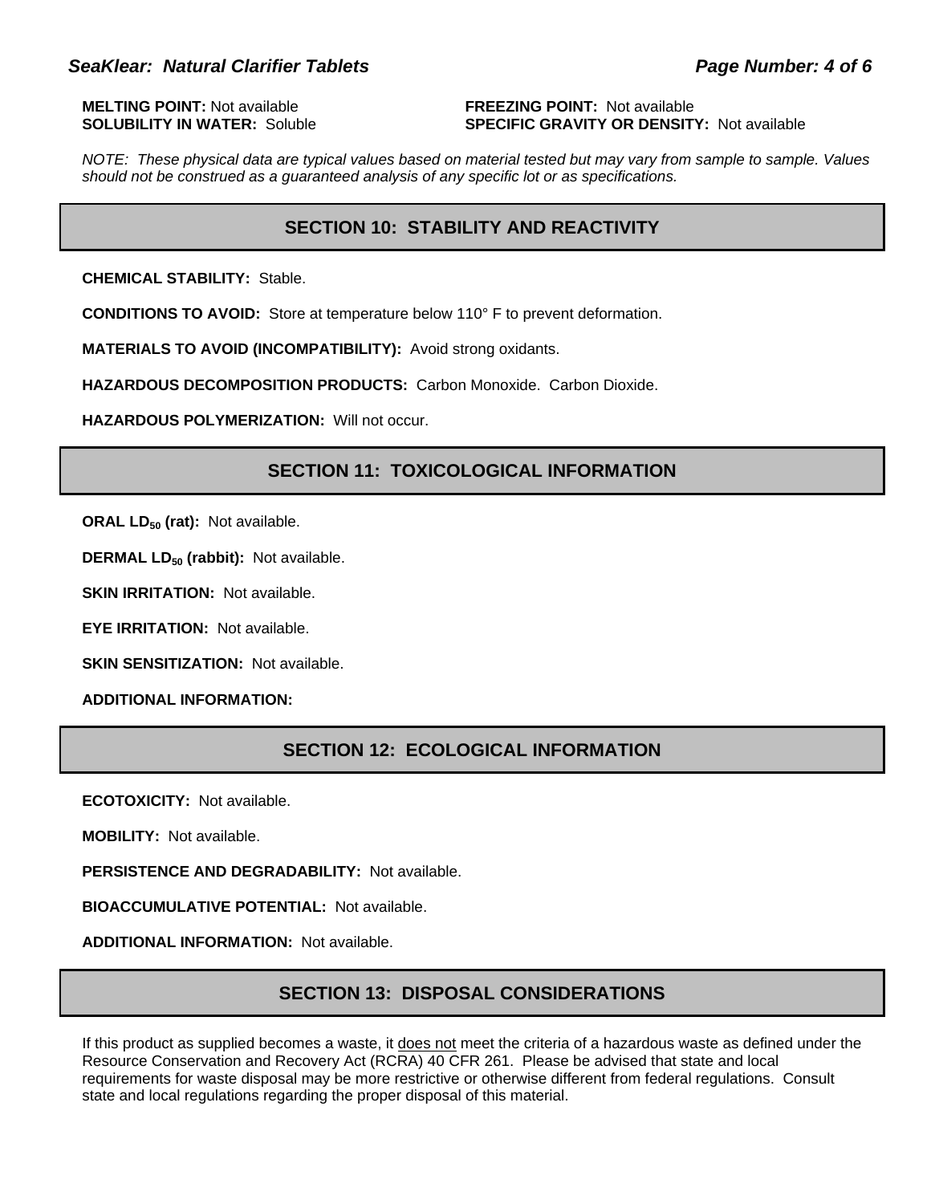**MELTING POINT:** Not available

**FREEZING POINT:** Not available

**SOLUBILITY IN WATER:** Soluble

**SPECIFIC GRAVITY OR DENSITY:** Not available

*NOTE: These physical data are typical values based on material tested but may vary from sample to sample. Values should not be construed as a guaranteed analysis of any specific lot or as specifications.*

## SECTION 10: STABILITY AND REACTIVITY

**CHEMICAL STABILITY:** Stable.

**CONDITIONS TO AVOID:** Store at temperature below 110° F to prevent deformation.

**MATERIALS TO AVOID (INCOMPATIBILITY):** Avoid strong oxidants.

**HAZARDOUS DECOMPOSITION PRODUCTS:** Carbon Monoxide. Carbon Dioxide.

**HAZARDOUS POLYMERIZATION:** Will not occur.

## SECTION 11: TOXICOLOGICAL INFORMATION

**ORAL $LD_{50}$ (rat):** Not available.

**DERMAL $LD_{50}$ (rabbit):** Not available.

**SKIN IRRITATION:** Not available.

**EYE IRRITATION:** Not available.

**SKIN SENSITIZATION:** Not available.

**ADDITIONAL INFORMATION:**

## SECTION 12: ECOLOGICAL INFORMATION

**ECOTOXICITY:** Not available.

**MOBILITY:** Not available.

**PERSISTENCE AND DEGRADABILITY:** Not available.

**BIOACCUMULATIVE POTENTIAL:** Not available.

**ADDITIONAL INFORMATION:** Not available.

## SECTION 13: DISPOSAL CONSIDERATIONS

If this product as supplied becomes a waste, it does not meet the criteria of a hazardous waste as defined under the Resource Conservation and Recovery Act (RCRA) 40 CFR 261. Please be advised that state and local requirements for waste disposal may be more restrictive or otherwise different from federal regulations. Consult state and local regulations regarding the proper disposal of this material.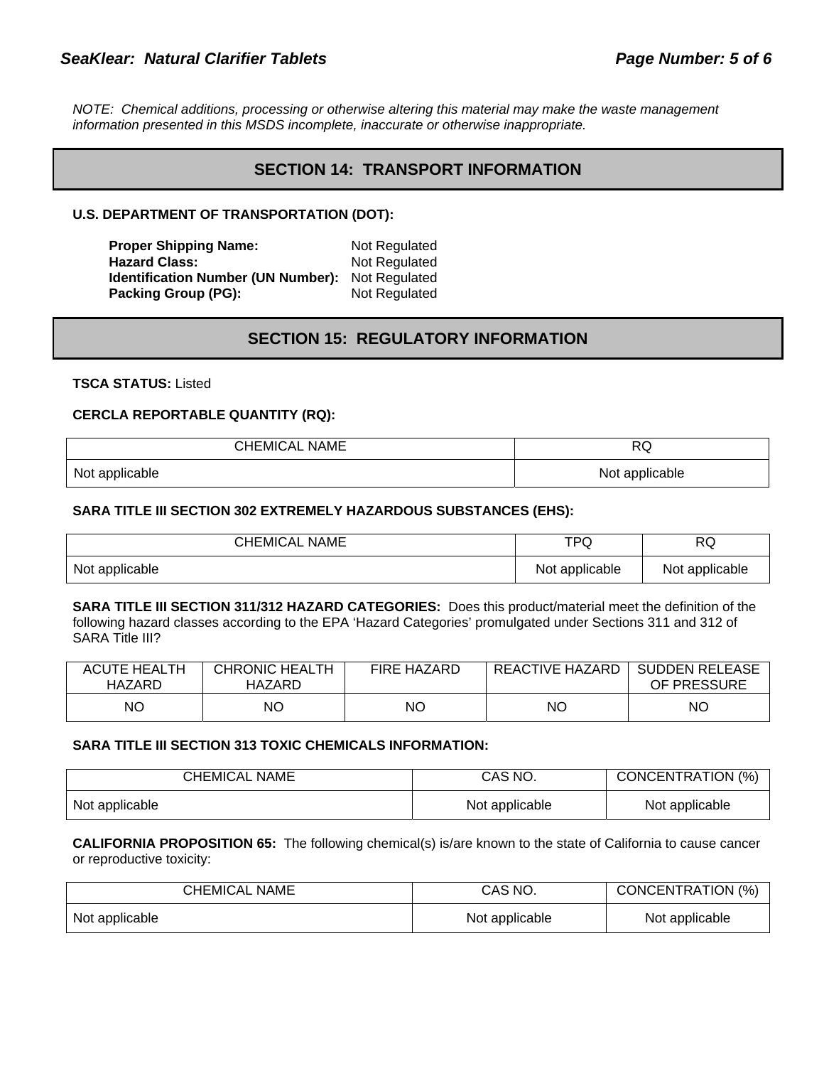*NOTE: Chemical additions, processing or otherwise altering this material may make the waste management information presented in this MSDS incomplete, inaccurate or otherwise inappropriate.*

## SECTION 14: TRANSPORT INFORMATION

**U.S. DEPARTMENT OF TRANSPORTATION (DOT):**

**Proper Shipping Name:** Not Regulated
**Hazard Class:** Not Regulated
**Identification Number (UN Number):** Not Regulated
**Packing Group (PG):** Not Regulated

## SECTION 15: REGULATORY INFORMATION

**TSCA STATUS:** Listed

**CERCLA REPORTABLE QUANTITY (RQ):**

| CHEMICAL NAME | RQ |
|---|---|
| Not applicable | Not applicable |

**SARA TITLE III SECTION 302 EXTREMELY HAZARDOUS SUBSTANCES (EHS):**

| CHEMICAL NAME | TPQ | RQ |
|---|---|---|
| Not applicable | Not applicable | Not applicable |

**SARA TITLE III SECTION 311/312 HAZARD CATEGORIES:** Does this product/material meet the definition of the following hazard classes according to the EPA 'Hazard Categories' promulgated under Sections 311 and 312 of SARA Title III?

| ACUTE HEALTH HAZARD | CHRONIC HEALTH HAZARD | FIRE HAZARD | REACTIVE HAZARD | SUDDEN RELEASE OF PRESSURE |
|---|---|---|---|---|
| NO | NO | NO | NO | NO |

**SARA TITLE III SECTION 313 TOXIC CHEMICALS INFORMATION:**

| CHEMICAL NAME | CAS NO. | CONCENTRATION (%) |
|---|---|---|
| Not applicable | Not applicable | Not applicable |

**CALIFORNIA PROPOSITION 65:** The following chemical(s) is/are known to the state of California to cause cancer or reproductive toxicity:

| CHEMICAL NAME | CAS NO. | CONCENTRATION (%) |
|---|---|---|
| Not applicable | Not applicable | Not applicable |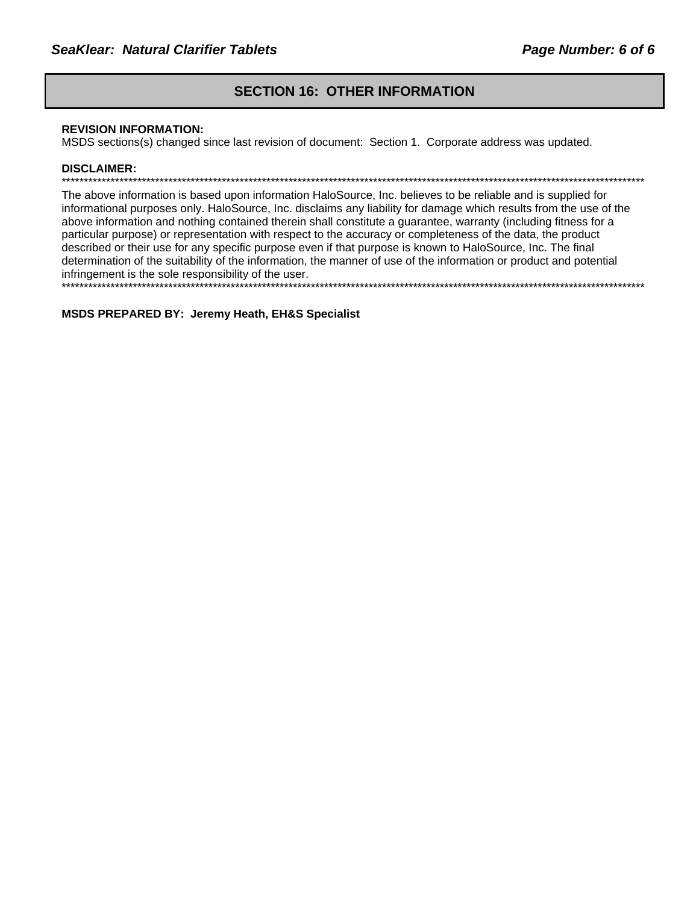## SECTION 16: OTHER INFORMATION

**REVISION INFORMATION:**
MSDS sections(s) changed since last revision of document: Section 1. Corporate address was updated.

**DISCLAIMER:**

*****************************************************************************************************************************************

The above information is based upon information HaloSource, Inc. believes to be reliable and is supplied for informational purposes only. HaloSource, Inc. disclaims any liability for damage which results from the use of the above information and nothing contained therein shall constitute a guarantee, warranty (including fitness for a particular purpose) or representation with respect to the accuracy or completeness of the data, the product described or their use for any specific purpose even if that purpose is known to HaloSource, Inc. The final determination of the suitability of the information, the manner of use of the information or product and potential infringement is the sole responsibility of the user.

*****************************************************************************************************************************************

**MSDS PREPARED BY: Jeremy Heath, EH&S Specialist**